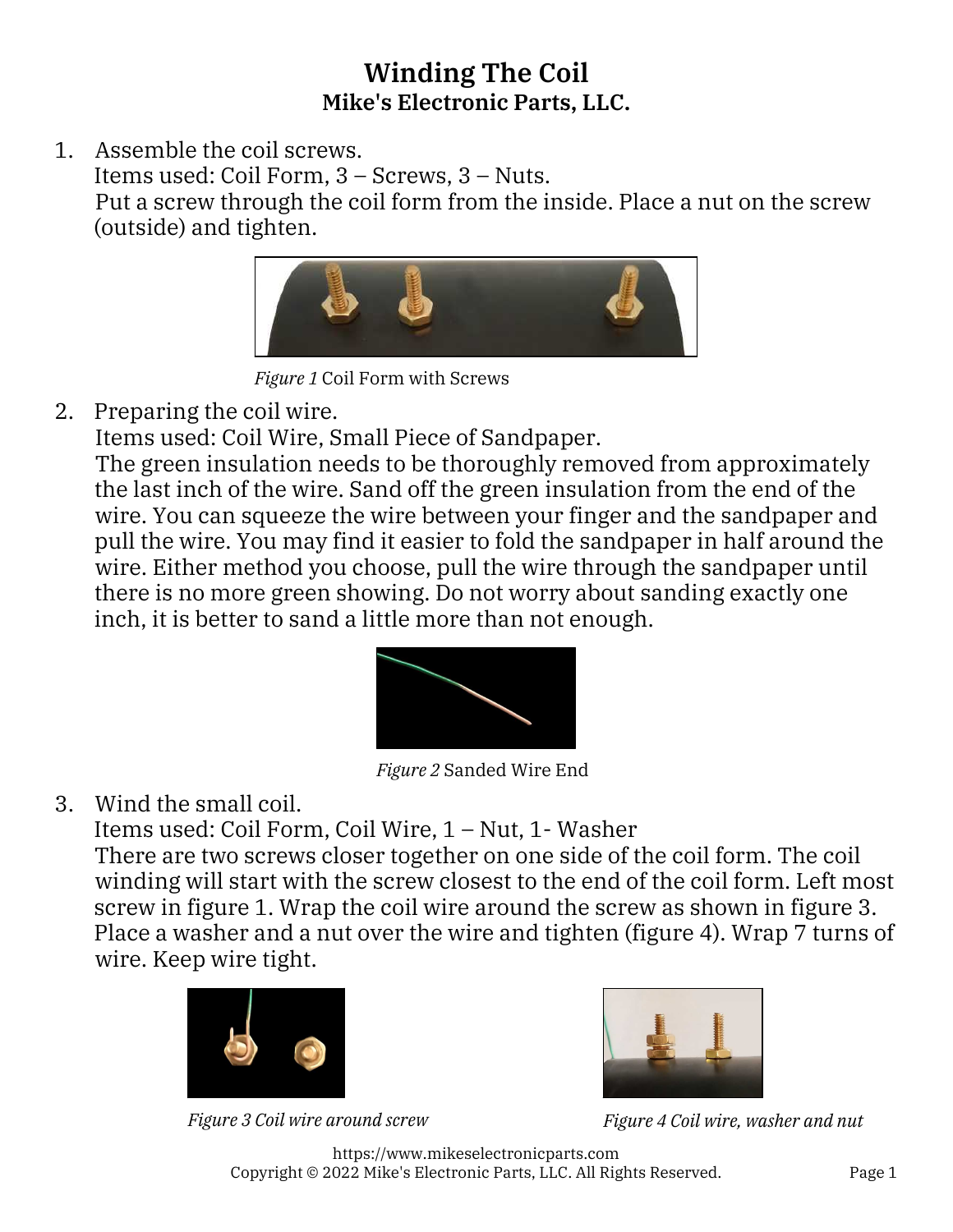# Winding The Coil

## Mike's Electronic Parts, LLC.

1. Assemble the coil screws.
   Items used: Coil Form, 3 – Screws, 3 – Nuts.
   Put a screw through the coil form from the inside. Place a nut on the screw (outside) and tighten.

   *Figure 1* Coil Form with Screws

2. Preparing the coil wire.
   Items used: Coil Wire, Small Piece of Sandpaper.
   The green insulation needs to be thoroughly removed from approximately the last inch of the wire. Sand off the green insulation from the end of the wire. You can squeeze the wire between your finger and the sandpaper and pull the wire. You may find it easier to fold the sandpaper in half around the wire. Either method you choose, pull the wire through the sandpaper until there is no more green showing. Do not worry about sanding exactly one inch, it is better to sand a little more than not enough.

   *Figure 2* Sanded Wire End

3. Wind the small coil.
   Items used: Coil Form, Coil Wire, 1 – Nut, 1- Washer
   There are two screws closer together on one side of the coil form. The coil winding will start with the screw closest to the end of the coil form. Left most screw in figure 1. Wrap the coil wire around the screw as shown in figure 3. Place a washer and a nut over the wire and tighten (figure 4). Wrap 7 turns of wire. Keep wire tight.

   *Figure 3 Coil wire around screw*

   *Figure 4 Coil wire, washer and nut*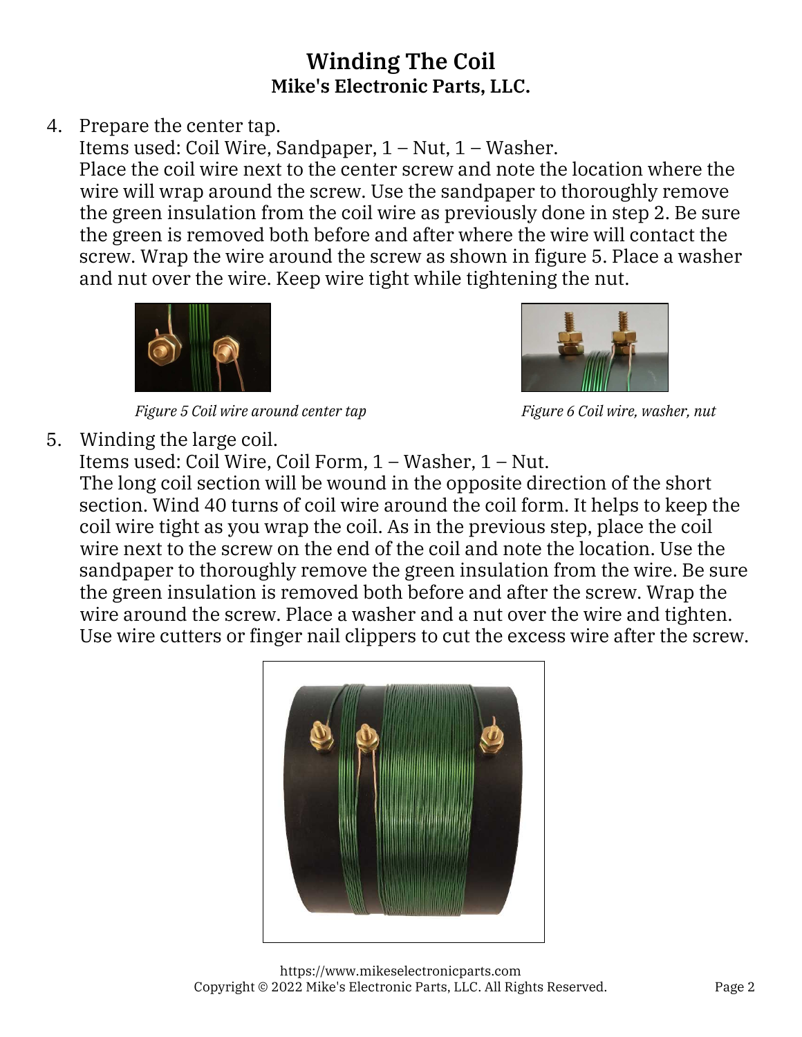# Winding The Coil

**Mike's Electronic Parts, LLC.**

4. Prepare the center tap.
   Items used: Coil Wire, Sandpaper, 1 – Nut, 1 – Washer.
   Place the coil wire next to the center screw and note the location where the wire will wrap around the screw. Use the sandpaper to thoroughly remove the green insulation from the coil wire as previously done in step 2. Be sure the green is removed both before and after where the wire will contact the screw. Wrap the wire around the screw as shown in figure 5. Place a washer and nut over the wire. Keep wire tight while tightening the nut.

*Figure 5 Coil wire around center tap*

*Figure 6 Coil wire, washer, nut*

5. Winding the large coil.
   Items used: Coil Wire, Coil Form, 1 – Washer, 1 – Nut.
   The long coil section will be wound in the opposite direction of the short section. Wind 40 turns of coil wire around the coil form. It helps to keep the coil wire tight as you wrap the coil. As in the previous step, place the coil wire next to the screw on the end of the coil and note the location. Use the sandpaper to thoroughly remove the green insulation from the wire. Be sure the green insulation is removed both before and after the screw. Wrap the wire around the screw. Place a washer and a nut over the wire and tighten. Use wire cutters or finger nail clippers to cut the excess wire after the screw.